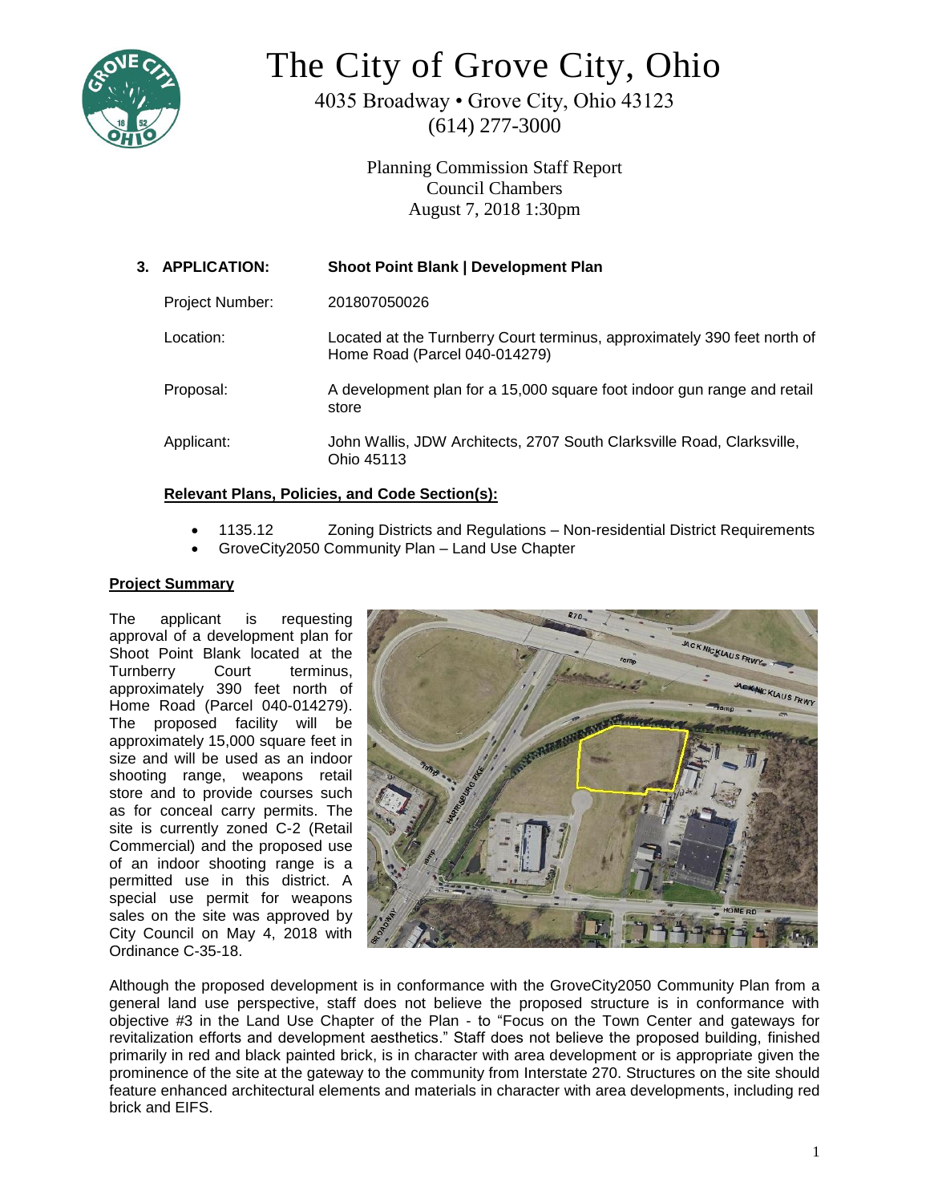# The City of Grove City, Ohio

4035 Broadway • Grove City, Ohio 43123
(614) 277-3000

Planning Commission Staff Report
Council Chambers
August 7, 2018 1:30pm

| | |
|---|---|
| **3. APPLICATION:** | **Shoot Point Blank \| Development Plan** |
| Project Number: | 201807050026 |
| Location: | Located at the Turnberry Court terminus, approximately 390 feet north of Home Road (Parcel 040-014279) |
| Proposal: | A development plan for a 15,000 square foot indoor gun range and retail store |
| Applicant: | John Wallis, JDW Architects, 2707 South Clarksville Road, Clarksville, Ohio 45113 |

**Relevant Plans, Policies, and Code Section(s):**

- 1135.12 Zoning Districts and Regulations – Non-residential District Requirements
- GroveCity2050 Community Plan – Land Use Chapter

**Project Summary**

The applicant is requesting approval of a development plan for Shoot Point Blank located at the Turnberry Court terminus, approximately 390 feet north of Home Road (Parcel 040-014279). The proposed facility will be approximately 15,000 square feet in size and will be used as an indoor shooting range, weapons retail store and to provide courses such as for conceal carry permits. The site is currently zoned C-2 (Retail Commercial) and the proposed use of an indoor shooting range is a permitted use in this district. A special use permit for weapons sales on the site was approved by City Council on May 4, 2018 with Ordinance C-35-18.

Although the proposed development is in conformance with the GroveCity2050 Community Plan from a general land use perspective, staff does not believe the proposed structure is in conformance with objective #3 in the Land Use Chapter of the Plan - to "Focus on the Town Center and gateways for revitalization efforts and development aesthetics." Staff does not believe the proposed building, finished primarily in red and black painted brick, is in character with area development or is appropriate given the prominence of the site at the gateway to the community from Interstate 270. Structures on the site should feature enhanced architectural elements and materials in character with area developments, including red brick and EIFS.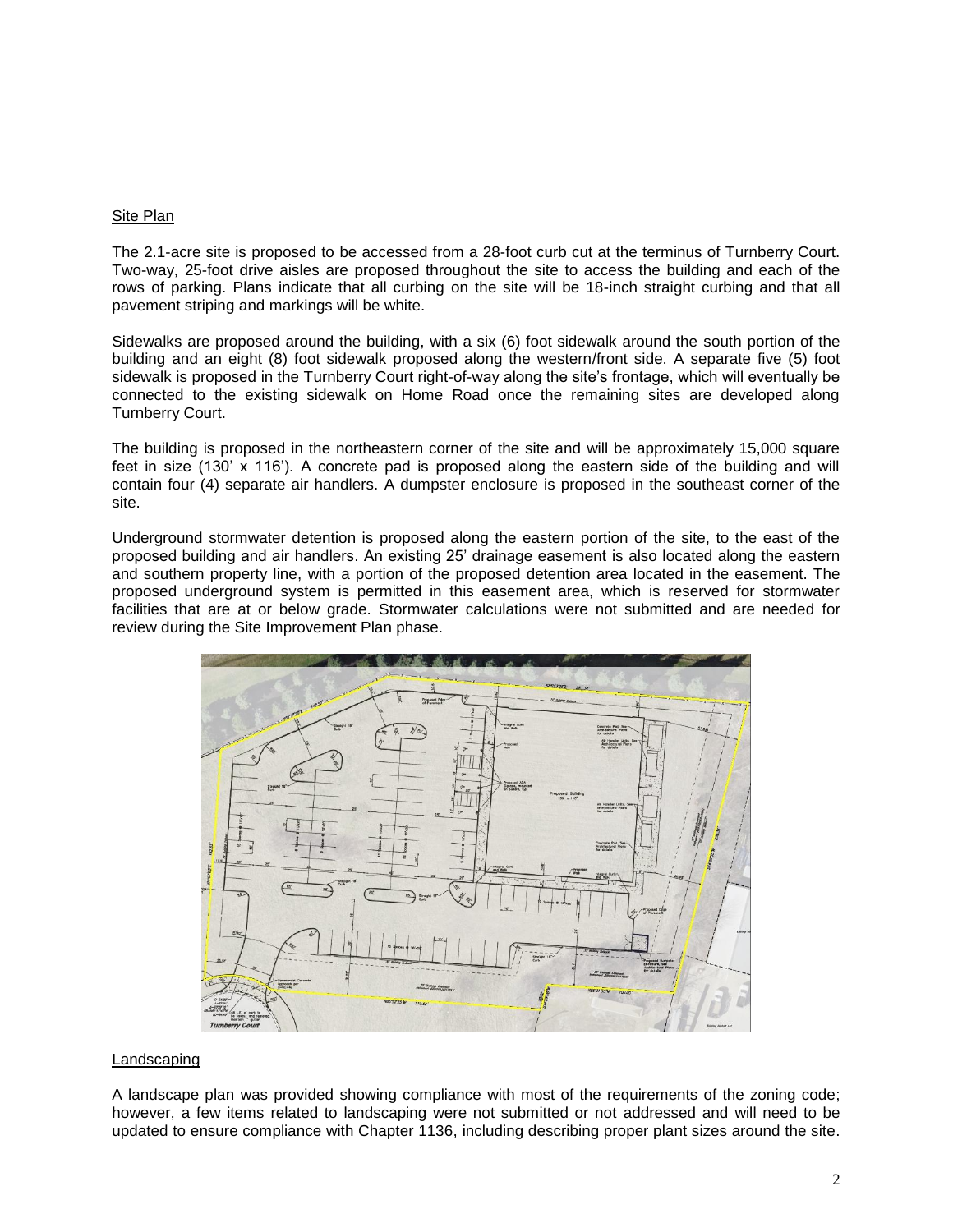Site Plan

The 2.1-acre site is proposed to be accessed from a 28-foot curb cut at the terminus of Turnberry Court. Two-way, 25-foot drive aisles are proposed throughout the site to access the building and each of the rows of parking. Plans indicate that all curbing on the site will be 18-inch straight curbing and that all pavement striping and markings will be white.

Sidewalks are proposed around the building, with a six (6) foot sidewalk around the south portion of the building and an eight (8) foot sidewalk proposed along the western/front side. A separate five (5) foot sidewalk is proposed in the Turnberry Court right-of-way along the site's frontage, which will eventually be connected to the existing sidewalk on Home Road once the remaining sites are developed along Turnberry Court.

The building is proposed in the northeastern corner of the site and will be approximately 15,000 square feet in size (130' x 116'). A concrete pad is proposed along the eastern side of the building and will contain four (4) separate air handlers. A dumpster enclosure is proposed in the southeast corner of the site.

Underground stormwater detention is proposed along the eastern portion of the site, to the east of the proposed building and air handlers. An existing 25' drainage easement is also located along the eastern and southern property line, with a portion of the proposed detention area located in the easement. The proposed underground system is permitted in this easement area, which is reserved for stormwater facilities that are at or below grade. Stormwater calculations were not submitted and are needed for review during the Site Improvement Plan phase.

Landscaping

A landscape plan was provided showing compliance with most of the requirements of the zoning code; however, a few items related to landscaping were not submitted or not addressed and will need to be updated to ensure compliance with Chapter 1136, including describing proper plant sizes around the site.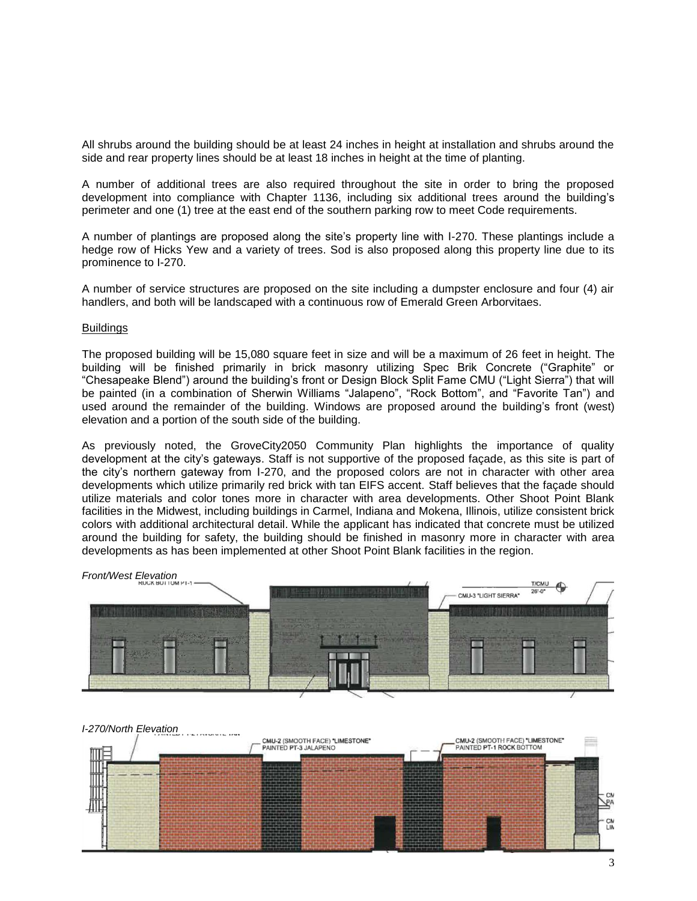All shrubs around the building should be at least 24 inches in height at installation and shrubs around the side and rear property lines should be at least 18 inches in height at the time of planting.

A number of additional trees are also required throughout the site in order to bring the proposed development into compliance with Chapter 1136, including six additional trees around the building's perimeter and one (1) tree at the east end of the southern parking row to meet Code requirements.

A number of plantings are proposed along the site's property line with I-270. These plantings include a hedge row of Hicks Yew and a variety of trees. Sod is also proposed along this property line due to its prominence to I-270.

A number of service structures are proposed on the site including a dumpster enclosure and four (4) air handlers, and both will be landscaped with a continuous row of Emerald Green Arborvitaes.

## Buildings

The proposed building will be 15,080 square feet in size and will be a maximum of 26 feet in height. The building will be finished primarily in brick masonry utilizing Spec Brik Concrete ("Graphite" or "Chesapeake Blend") around the building's front or Design Block Split Fame CMU ("Light Sierra") that will be painted (in a combination of Sherwin Williams "Jalapeno", "Rock Bottom", and "Favorite Tan") and used around the remainder of the building. Windows are proposed around the building's front (west) elevation and a portion of the south side of the building.

As previously noted, the GroveCity2050 Community Plan highlights the importance of quality development at the city's gateways. Staff is not supportive of the proposed façade, as this site is part of the city's northern gateway from I-270, and the proposed colors are not in character with other area developments which utilize primarily red brick with tan EIFS accent. Staff believes that the façade should utilize materials and color tones more in character with area developments. Other Shoot Point Blank facilities in the Midwest, including buildings in Carmel, Indiana and Mokena, Illinois, utilize consistent brick colors with additional architectural detail. While the applicant has indicated that concrete must be utilized around the building for safety, the building should be finished in masonry more in character with area developments as has been implemented at other Shoot Point Blank facilities in the region.

*Front/West Elevation*

*I-270/North Elevation*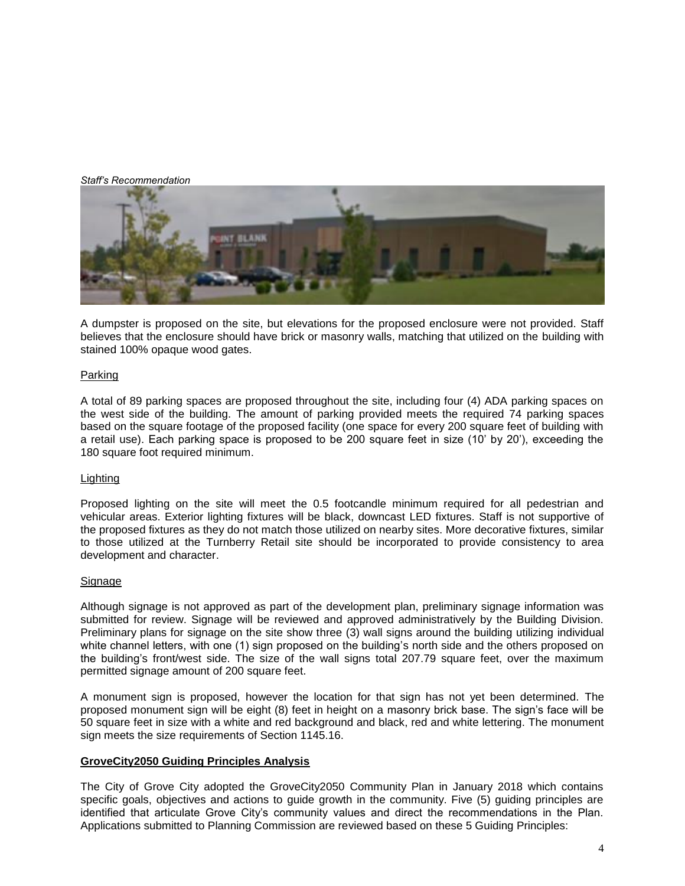*Staff's Recommendation*

A dumpster is proposed on the site, but elevations for the proposed enclosure were not provided. Staff believes that the enclosure should have brick or masonry walls, matching that utilized on the building with stained 100% opaque wood gates.

<u>Parking</u>

A total of 89 parking spaces are proposed throughout the site, including four (4) ADA parking spaces on the west side of the building. The amount of parking provided meets the required 74 parking spaces based on the square footage of the proposed facility (one space for every 200 square feet of building with a retail use). Each parking space is proposed to be 200 square feet in size (10' by 20'), exceeding the 180 square foot required minimum.

<u>Lighting</u>

Proposed lighting on the site will meet the 0.5 footcandle minimum required for all pedestrian and vehicular areas. Exterior lighting fixtures will be black, downcast LED fixtures. Staff is not supportive of the proposed fixtures as they do not match those utilized on nearby sites. More decorative fixtures, similar to those utilized at the Turnberry Retail site should be incorporated to provide consistency to area development and character.

<u>Signage</u>

Although signage is not approved as part of the development plan, preliminary signage information was submitted for review. Signage will be reviewed and approved administratively by the Building Division. Preliminary plans for signage on the site show three (3) wall signs around the building utilizing individual white channel letters, with one (1) sign proposed on the building's north side and the others proposed on the building's front/west side. The size of the wall signs total 207.79 square feet, over the maximum permitted signage amount of 200 square feet.

A monument sign is proposed, however the location for that sign has not yet been determined. The proposed monument sign will be eight (8) feet in height on a masonry brick base. The sign's face will be 50 square feet in size with a white and red background and black, red and white lettering. The monument sign meets the size requirements of Section 1145.16.

**<u>GroveCity2050 Guiding Principles Analysis</u>**

The City of Grove City adopted the GroveCity2050 Community Plan in January 2018 which contains specific goals, objectives and actions to guide growth in the community. Five (5) guiding principles are identified that articulate Grove City's community values and direct the recommendations in the Plan. Applications submitted to Planning Commission are reviewed based on these 5 Guiding Principles: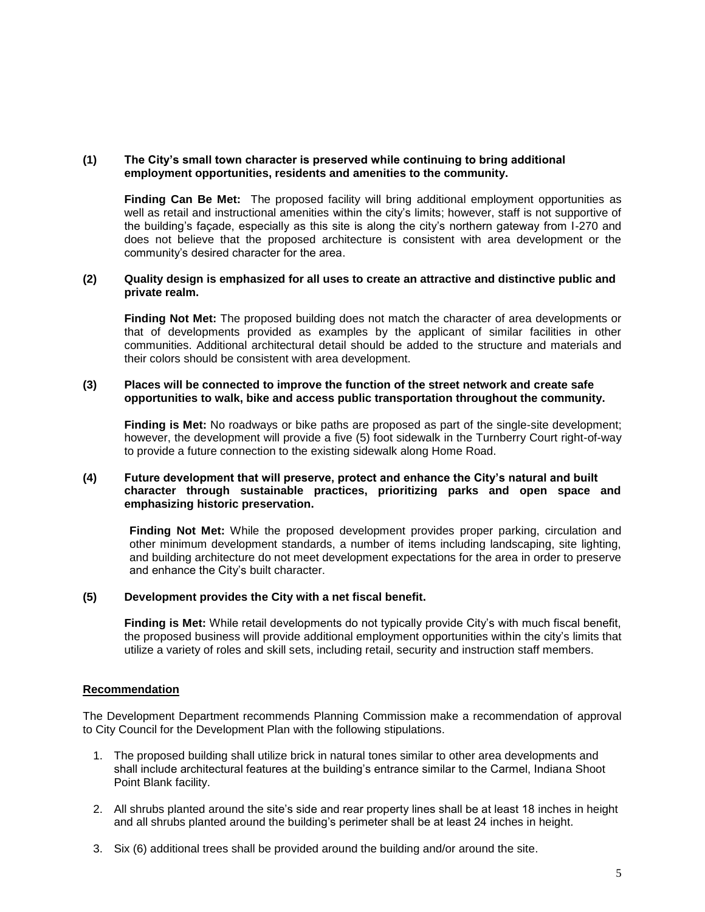**(1) The City's small town character is preserved while continuing to bring additional employment opportunities, residents and amenities to the community.**

**Finding Can Be Met:** The proposed facility will bring additional employment opportunities as well as retail and instructional amenities within the city's limits; however, staff is not supportive of the building's façade, especially as this site is along the city's northern gateway from I-270 and does not believe that the proposed architecture is consistent with area development or the community's desired character for the area.

**(2) Quality design is emphasized for all uses to create an attractive and distinctive public and private realm.**

**Finding Not Met:** The proposed building does not match the character of area developments or that of developments provided as examples by the applicant of similar facilities in other communities. Additional architectural detail should be added to the structure and materials and their colors should be consistent with area development.

**(3) Places will be connected to improve the function of the street network and create safe opportunities to walk, bike and access public transportation throughout the community.**

**Finding is Met:** No roadways or bike paths are proposed as part of the single-site development; however, the development will provide a five (5) foot sidewalk in the Turnberry Court right-of-way to provide a future connection to the existing sidewalk along Home Road.

**(4) Future development that will preserve, protect and enhance the City's natural and built character through sustainable practices, prioritizing parks and open space and emphasizing historic preservation.**

**Finding Not Met:** While the proposed development provides proper parking, circulation and other minimum development standards, a number of items including landscaping, site lighting, and building architecture do not meet development expectations for the area in order to preserve and enhance the City's built character.

**(5) Development provides the City with a net fiscal benefit.**

**Finding is Met:** While retail developments do not typically provide City's with much fiscal benefit, the proposed business will provide additional employment opportunities within the city's limits that utilize a variety of roles and skill sets, including retail, security and instruction staff members.

## Recommendation

The Development Department recommends Planning Commission make a recommendation of approval to City Council for the Development Plan with the following stipulations.

1. The proposed building shall utilize brick in natural tones similar to other area developments and shall include architectural features at the building's entrance similar to the Carmel, Indiana Shoot Point Blank facility.
2. All shrubs planted around the site's side and rear property lines shall be at least 18 inches in height and all shrubs planted around the building's perimeter shall be at least 24 inches in height.
3. Six (6) additional trees shall be provided around the building and/or around the site.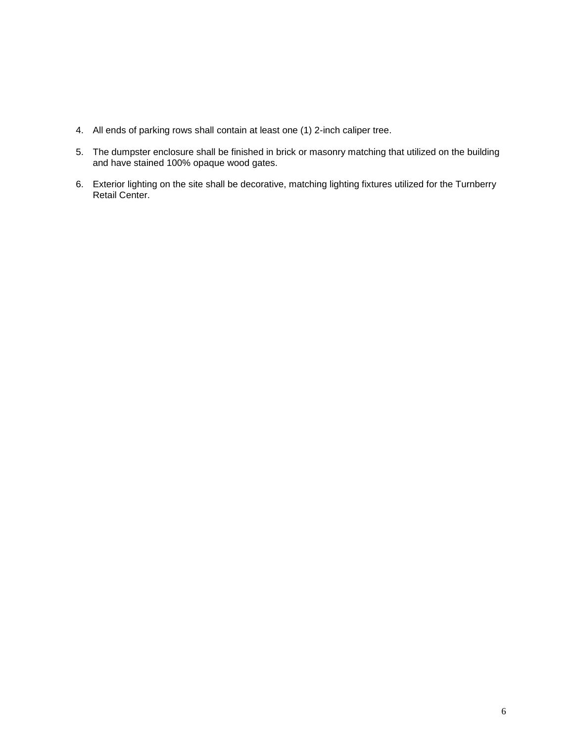4. All ends of parking rows shall contain at least one (1) 2-inch caliper tree.

5. The dumpster enclosure shall be finished in brick or masonry matching that utilized on the building and have stained 100% opaque wood gates.

6. Exterior lighting on the site shall be decorative, matching lighting fixtures utilized for the Turnberry Retail Center.